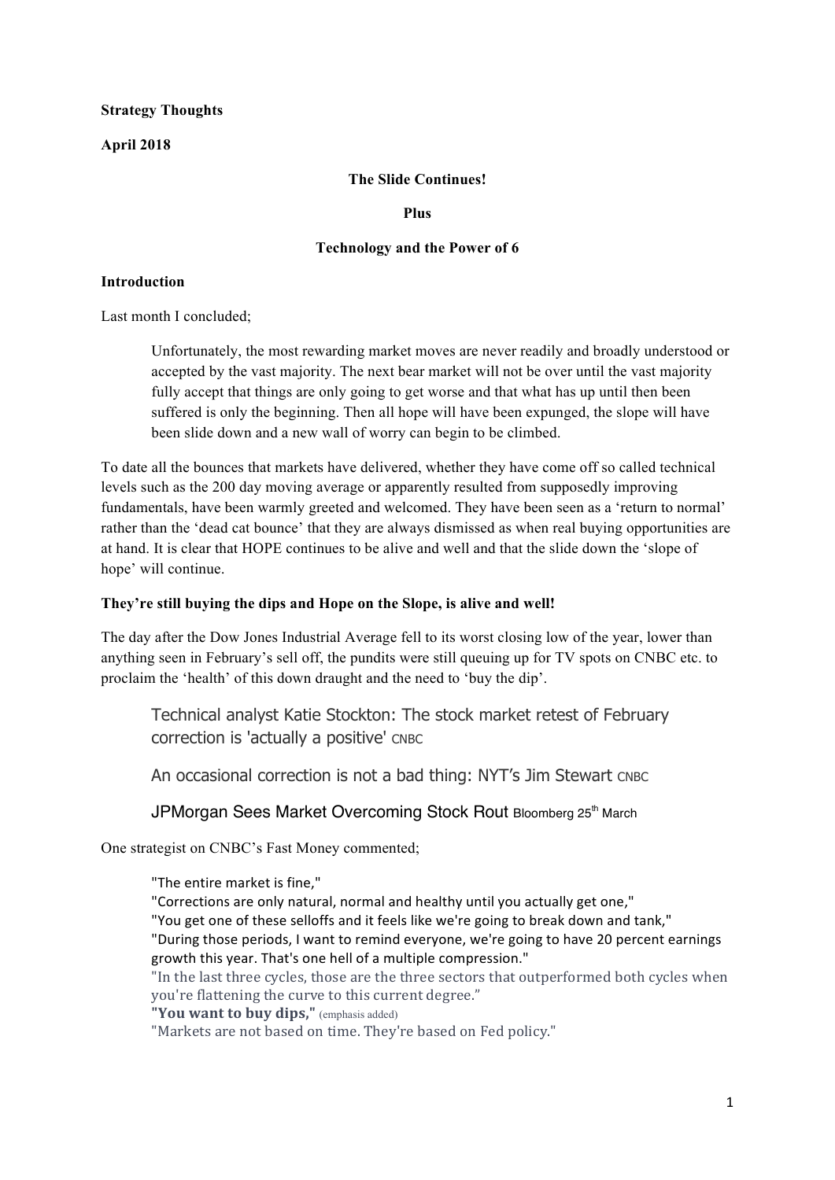**Strategy Thoughts**

**April 2018**

**The Slide Continues!**

**Plus**

**Technology and the Power of 6**

## Introduction

Last month I concluded;

> Unfortunately, the most rewarding market moves are never readily and broadly understood or accepted by the vast majority. The next bear market will not be over until the vast majority fully accept that things are only going to get worse and that what has up until then been suffered is only the beginning. Then all hope will have been expunged, the slope will have been slide down and a new wall of worry can begin to be climbed.

To date all the bounces that markets have delivered, whether they have come off so called technical levels such as the 200 day moving average or apparently resulted from supposedly improving fundamentals, have been warmly greeted and welcomed. They have been seen as a 'return to normal' rather than the 'dead cat bounce' that they are always dismissed as when real buying opportunities are at hand. It is clear that HOPE continues to be alive and well and that the slide down the 'slope of hope' will continue.

**They're still buying the dips and Hope on the Slope, is alive and well!**

The day after the Dow Jones Industrial Average fell to its worst closing low of the year, lower than anything seen in February's sell off, the pundits were still queuing up for TV spots on CNBC etc. to proclaim the 'health' of this down draught and the need to 'buy the dip'.

> Technical analyst Katie Stockton: The stock market retest of February correction is 'actually a positive' CNBC
>
> An occasional correction is not a bad thing: NYT's Jim Stewart CNBC
>
> JPMorgan Sees Market Overcoming Stock Rout Bloomberg 25th March

One strategist on CNBC's Fast Money commented;

> "The entire market is fine,"
> "Corrections are only natural, normal and healthy until you actually get one,"
> "You get one of these selloffs and it feels like we're going to break down and tank,"
> "During those periods, I want to remind everyone, we're going to have 20 percent earnings growth this year. That's one hell of a multiple compression."
> "In the last three cycles, those are the three sectors that outperformed both cycles when you're flattening the curve to this current degree."
> **"You want to buy dips,"** (emphasis added)
> "Markets are not based on time. They're based on Fed policy."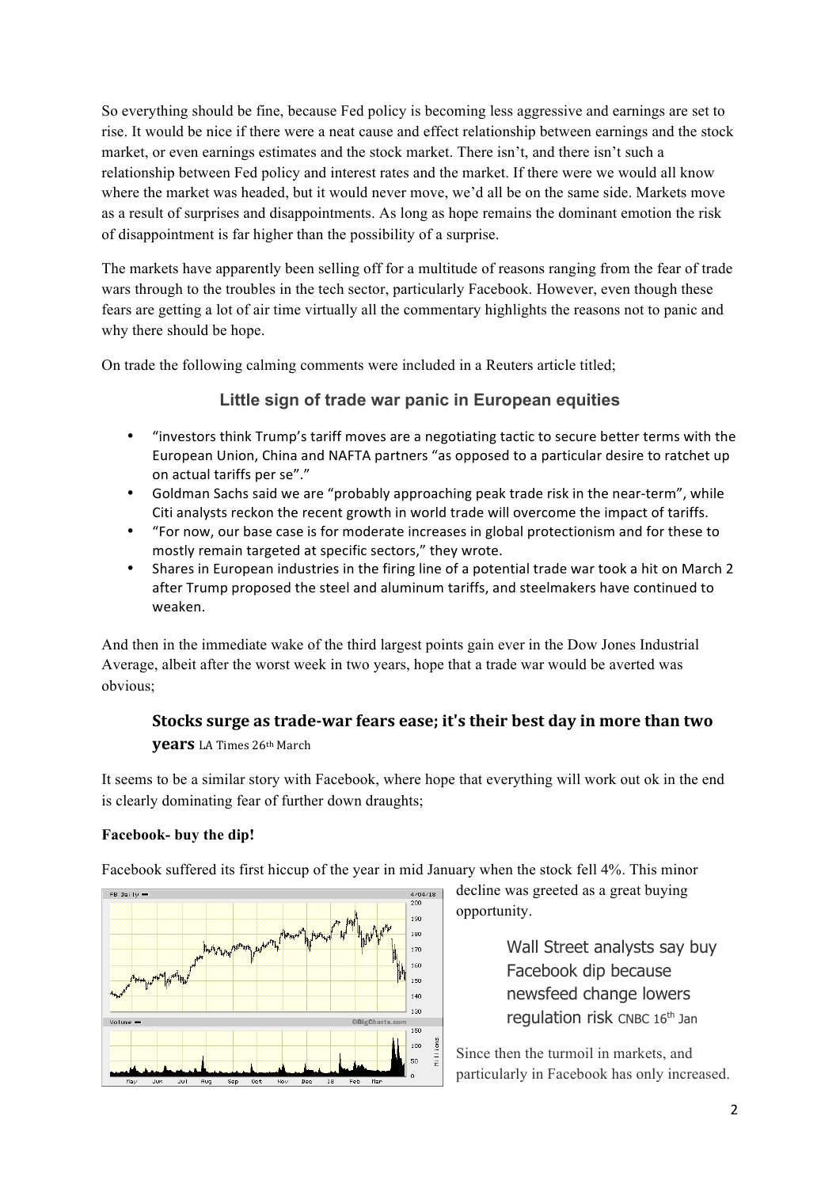So everything should be fine, because Fed policy is becoming less aggressive and earnings are set to rise. It would be nice if there were a neat cause and effect relationship between earnings and the stock market, or even earnings estimates and the stock market. There isn't, and there isn't such a relationship between Fed policy and interest rates and the market. If there were we would all know where the market was headed, but it would never move, we'd all be on the same side. Markets move as a result of surprises and disappointments. As long as hope remains the dominant emotion the risk of disappointment is far higher than the possibility of a surprise.

The markets have apparently been selling off for a multitude of reasons ranging from the fear of trade wars through to the troubles in the tech sector, particularly Facebook. However, even though these fears are getting a lot of air time virtually all the commentary highlights the reasons not to panic and why there should be hope.

On trade the following calming comments were included in a Reuters article titled;

### Little sign of trade war panic in European equities

- "investors think Trump's tariff moves are a negotiating tactic to secure better terms with the European Union, China and NAFTA partners "as opposed to a particular desire to ratchet up on actual tariffs per se"."
- Goldman Sachs said we are "probably approaching peak trade risk in the near-term", while Citi analysts reckon the recent growth in world trade will overcome the impact of tariffs.
- "For now, our base case is for moderate increases in global protectionism and for these to mostly remain targeted at specific sectors," they wrote.
- Shares in European industries in the firing line of a potential trade war took a hit on March 2 after Trump proposed the steel and aluminum tariffs, and steelmakers have continued to weaken.

And then in the immediate wake of the third largest points gain ever in the Dow Jones Industrial Average, albeit after the worst week in two years, hope that a trade war would be averted was obvious;

> **Stocks surge as trade-war fears ease; it's their best day in more than two years** LA Times 26th March

It seems to be a similar story with Facebook, where hope that everything will work out ok in the end is clearly dominating fear of further down draughts;

**Facebook- buy the dip!**

Facebook suffered its first hiccup of the year in mid January when the stock fell 4%. This minor decline was greeted as a great buying opportunity.

> Wall Street analysts say buy Facebook dip because newsfeed change lowers regulation risk CNBC 16th Jan

Since then the turmoil in markets, and particularly in Facebook has only increased.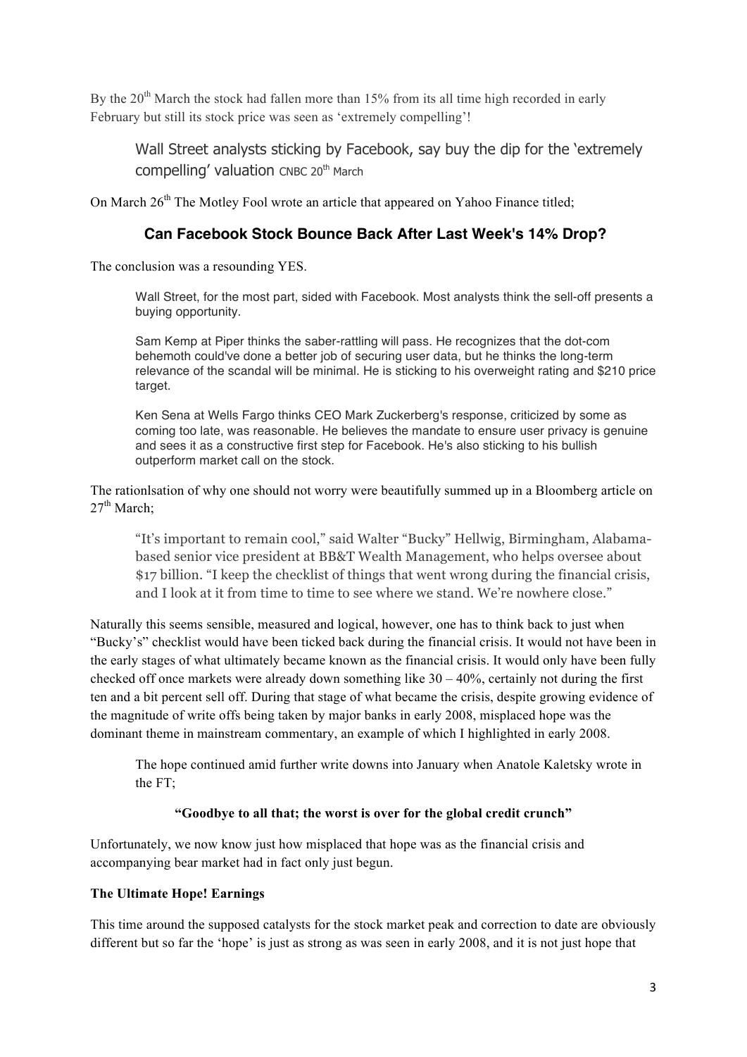By the 20th March the stock had fallen more than 15% from its all time high recorded in early February but still its stock price was seen as 'extremely compelling'!

> Wall Street analysts sticking by Facebook, say buy the dip for the 'extremely compelling' valuation CNBC 20th March

On March 26th The Motley Fool wrote an article that appeared on Yahoo Finance titled;

### Can Facebook Stock Bounce Back After Last Week's 14% Drop?

The conclusion was a resounding YES.

> Wall Street, for the most part, sided with Facebook. Most analysts think the sell-off presents a buying opportunity.
>
> Sam Kemp at Piper thinks the saber-rattling will pass. He recognizes that the dot-com behemoth could've done a better job of securing user data, but he thinks the long-term relevance of the scandal will be minimal. He is sticking to his overweight rating and $210 price target.
>
> Ken Sena at Wells Fargo thinks CEO Mark Zuckerberg's response, criticized by some as coming too late, was reasonable. He believes the mandate to ensure user privacy is genuine and sees it as a constructive first step for Facebook. He's also sticking to his bullish outperform market call on the stock.

The rationlsation of why one should not worry were beautifully summed up in a Bloomberg article on 27th March;

> "It's important to remain cool," said Walter "Bucky" Hellwig, Birmingham, Alabama-based senior vice president at BB&T Wealth Management, who helps oversee about $17 billion. "I keep the checklist of things that went wrong during the financial crisis, and I look at it from time to time to see where we stand. We're nowhere close."

Naturally this seems sensible, measured and logical, however, one has to think back to just when "Bucky's" checklist would have been ticked back during the financial crisis. It would not have been in the early stages of what ultimately became known as the financial crisis. It would only have been fully checked off once markets were already down something like 30 – 40%, certainly not during the first ten and a bit percent sell off. During that stage of what became the crisis, despite growing evidence of the magnitude of write offs being taken by major banks in early 2008, misplaced hope was the dominant theme in mainstream commentary, an example of which I highlighted in early 2008.

> The hope continued amid further write downs into January when Anatole Kaletsky wrote in the FT;
>
> **"Goodbye to all that; the worst is over for the global credit crunch"**

Unfortunately, we now know just how misplaced that hope was as the financial crisis and accompanying bear market had in fact only just begun.

**The Ultimate Hope! Earnings**

This time around the supposed catalysts for the stock market peak and correction to date are obviously different but so far the 'hope' is just as strong as was seen in early 2008, and it is not just hope that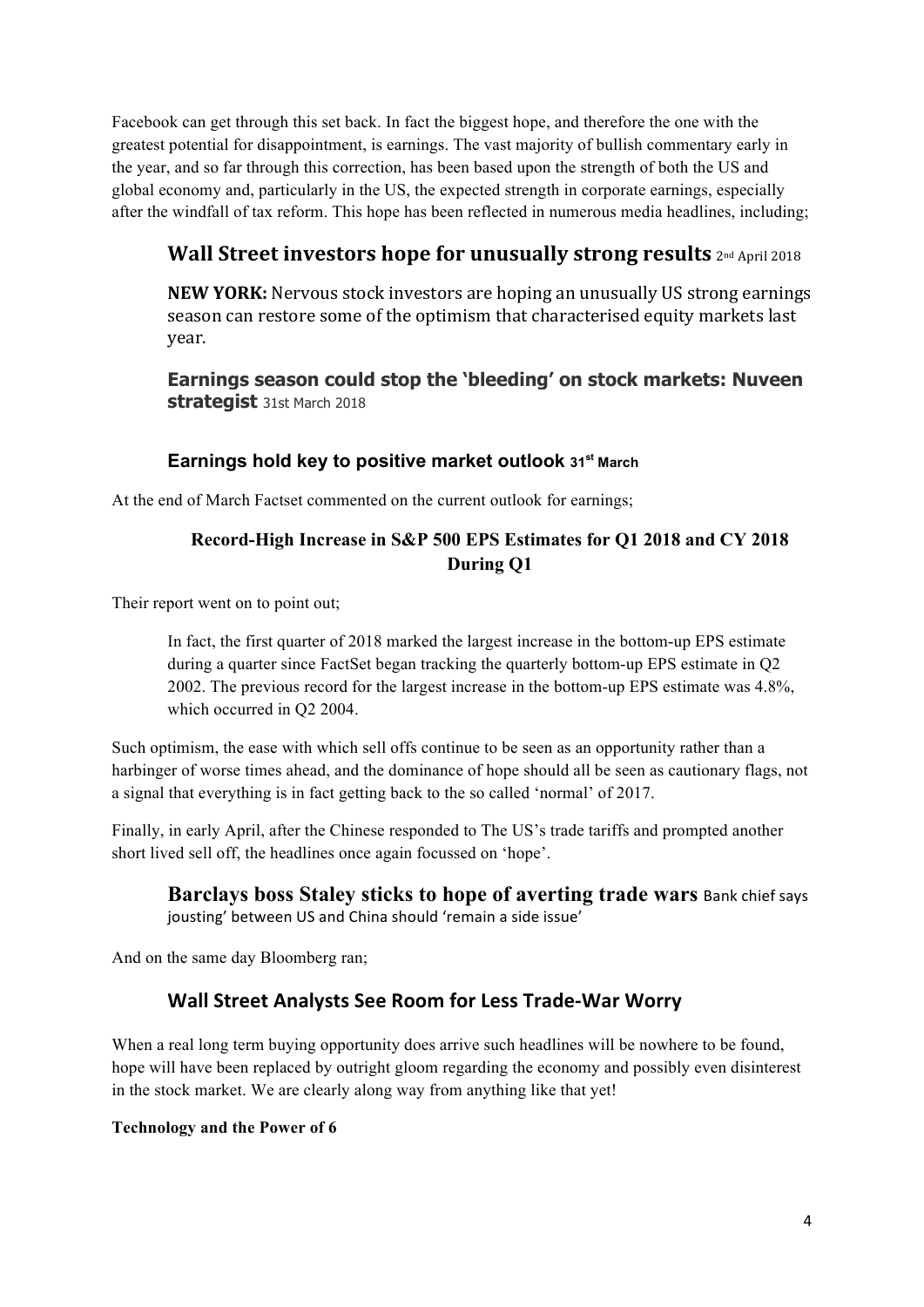Facebook can get through this set back. In fact the biggest hope, and therefore the one with the greatest potential for disappointment, is earnings. The vast majority of bullish commentary early in the year, and so far through this correction, has been based upon the strength of both the US and global economy and, particularly in the US, the expected strength in corporate earnings, especially after the windfall of tax reform. This hope has been reflected in numerous media headlines, including;

> **Wall Street investors hope for unusually strong results** 2nd April 2018
>
> **NEW YORK:** Nervous stock investors are hoping an unusually US strong earnings season can restore some of the optimism that characterised equity markets last year.
>
> **Earnings season could stop the 'bleeding' on stock markets: Nuveen strategist** 31st March 2018
>
> **Earnings hold key to positive market outlook 31st March**

At the end of March Factset commented on the current outlook for earnings;

> **Record-High Increase in S&P 500 EPS Estimates for Q1 2018 and CY 2018 During Q1**

Their report went on to point out;

> In fact, the first quarter of 2018 marked the largest increase in the bottom-up EPS estimate during a quarter since FactSet began tracking the quarterly bottom-up EPS estimate in Q2 2002. The previous record for the largest increase in the bottom-up EPS estimate was 4.8%, which occurred in Q2 2004.

Such optimism, the ease with which sell offs continue to be seen as an opportunity rather than a harbinger of worse times ahead, and the dominance of hope should all be seen as cautionary flags, not a signal that everything is in fact getting back to the so called 'normal' of 2017.

Finally, in early April, after the Chinese responded to The US's trade tariffs and prompted another short lived sell off, the headlines once again focussed on 'hope'.

> **Barclays boss Staley sticks to hope of averting trade wars** Bank chief says jousting' between US and China should 'remain a side issue'

And on the same day Bloomberg ran;

> **Wall Street Analysts See Room for Less Trade-War Worry**

When a real long term buying opportunity does arrive such headlines will be nowhere to be found, hope will have been replaced by outright gloom regarding the economy and possibly even disinterest in the stock market. We are clearly along way from anything like that yet!

**Technology and the Power of 6**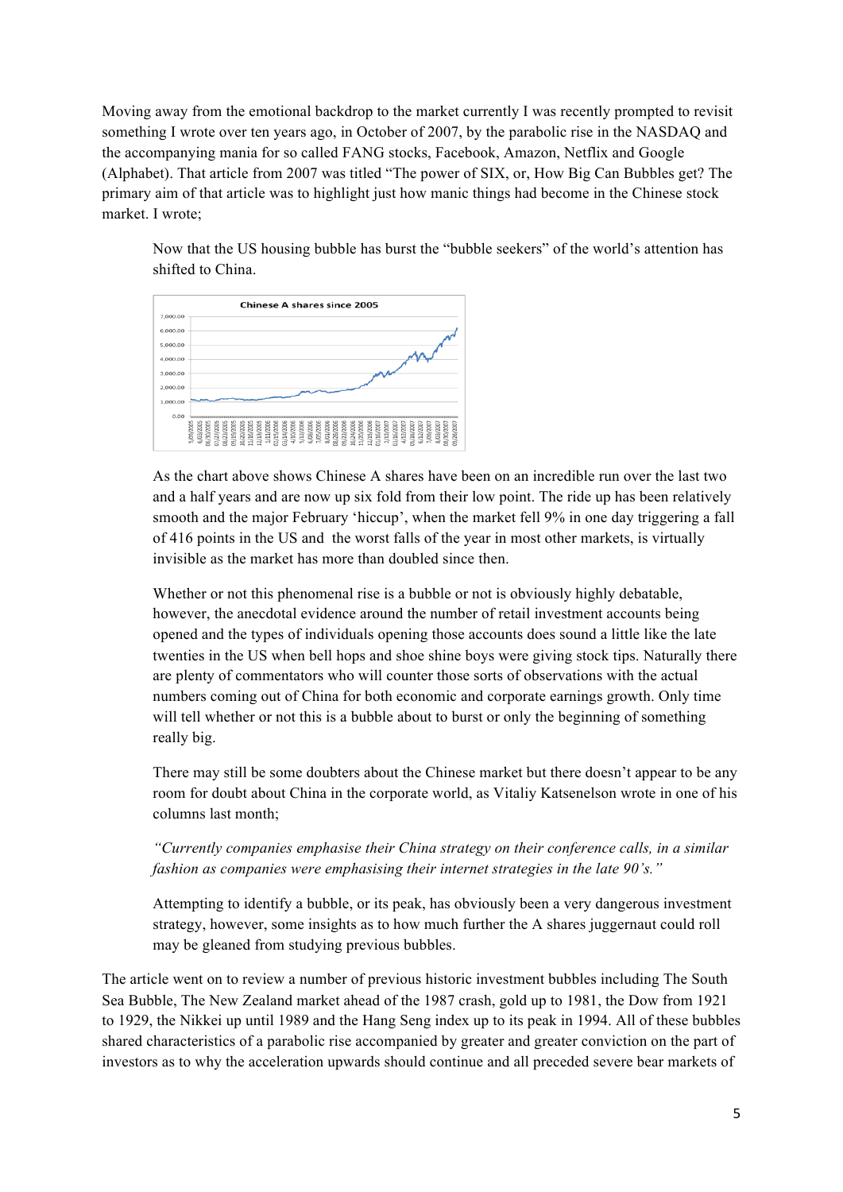Moving away from the emotional backdrop to the market currently I was recently prompted to revisit something I wrote over ten years ago, in October of 2007, by the parabolic rise in the NASDAQ and the accompanying mania for so called FANG stocks, Facebook, Amazon, Netflix and Google (Alphabet). That article from 2007 was titled "The power of SIX, or, How Big Can Bubbles get? The primary aim of that article was to highlight just how manic things had become in the Chinese stock market. I wrote;

> Now that the US housing bubble has burst the "bubble seekers" of the world's attention has shifted to China.
>
> As the chart above shows Chinese A shares have been on an incredible run over the last two and a half years and are now up six fold from their low point. The ride up has been relatively smooth and the major February 'hiccup', when the market fell 9% in one day triggering a fall of 416 points in the US and the worst falls of the year in most other markets, is virtually invisible as the market has more than doubled since then.
>
> Whether or not this phenomenal rise is a bubble or not is obviously highly debatable, however, the anecdotal evidence around the number of retail investment accounts being opened and the types of individuals opening those accounts does sound a little like the late twenties in the US when bell hops and shoe shine boys were giving stock tips. Naturally there are plenty of commentators who will counter those sorts of observations with the actual numbers coming out of China for both economic and corporate earnings growth. Only time will tell whether or not this is a bubble about to burst or only the beginning of something really big.
>
> There may still be some doubters about the Chinese market but there doesn't appear to be any room for doubt about China in the corporate world, as Vitaliy Katsenelson wrote in one of his columns last month;
>
> *"Currently companies emphasise their China strategy on their conference calls, in a similar fashion as companies were emphasising their internet strategies in the late 90's."*
>
> Attempting to identify a bubble, or its peak, has obviously been a very dangerous investment strategy, however, some insights as to how much further the A shares juggernaut could roll may be gleaned from studying previous bubbles.

The article went on to review a number of previous historic investment bubbles including The South Sea Bubble, The New Zealand market ahead of the 1987 crash, gold up to 1981, the Dow from 1921 to 1929, the Nikkei up until 1989 and the Hang Seng index up to its peak in 1994. All of these bubbles shared characteristics of a parabolic rise accompanied by greater and greater conviction on the part of investors as to why the acceleration upwards should continue and all preceded severe bear markets of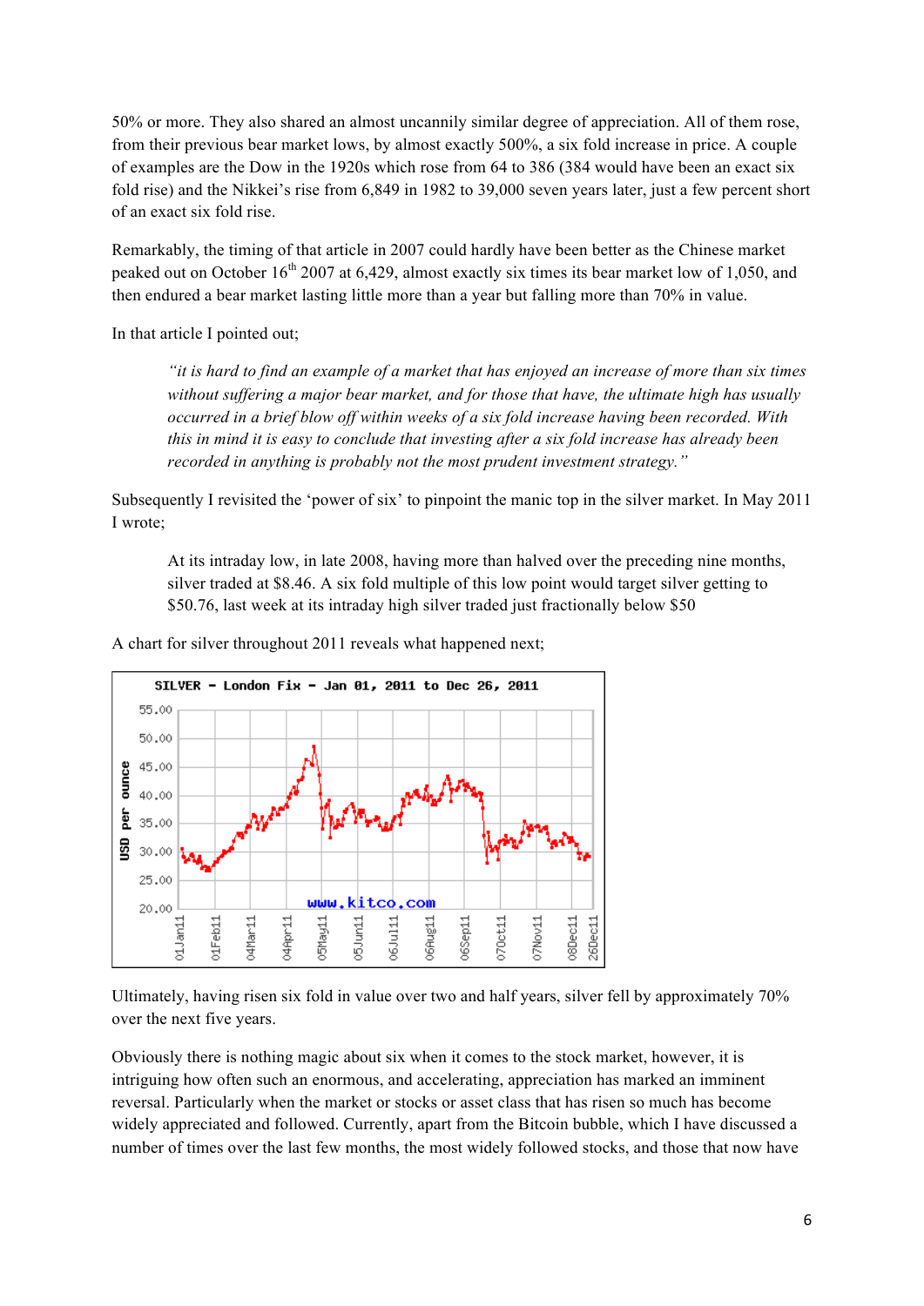50% or more. They also shared an almost uncannily similar degree of appreciation. All of them rose, from their previous bear market lows, by almost exactly 500%, a six fold increase in price. A couple of examples are the Dow in the 1920s which rose from 64 to 386 (384 would have been an exact six fold rise) and the Nikkei's rise from 6,849 in 1982 to 39,000 seven years later, just a few percent short of an exact six fold rise.

Remarkably, the timing of that article in 2007 could hardly have been better as the Chinese market peaked out on October 16th 2007 at 6,429, almost exactly six times its bear market low of 1,050, and then endured a bear market lasting little more than a year but falling more than 70% in value.

In that article I pointed out;

> *"it is hard to find an example of a market that has enjoyed an increase of more than six times without suffering a major bear market, and for those that have, the ultimate high has usually occurred in a brief blow off within weeks of a six fold increase having been recorded. With this in mind it is easy to conclude that investing after a six fold increase has already been recorded in anything is probably not the most prudent investment strategy."*

Subsequently I revisited the 'power of six' to pinpoint the manic top in the silver market. In May 2011 I wrote;

> At its intraday low, in late 2008, having more than halved over the preceding nine months, silver traded at $8.46. A six fold multiple of this low point would target silver getting to $50.76, last week at its intraday high silver traded just fractionally below $50

A chart for silver throughout 2011 reveals what happened next;

SILVER - London Fix - Jan 01, 2011 to Dec 26, 2011

Ultimately, having risen six fold in value over two and half years, silver fell by approximately 70% over the next five years.

Obviously there is nothing magic about six when it comes to the stock market, however, it is intriguing how often such an enormous, and accelerating, appreciation has marked an imminent reversal. Particularly when the market or stocks or asset class that has risen so much has become widely appreciated and followed. Currently, apart from the Bitcoin bubble, which I have discussed a number of times over the last few months, the most widely followed stocks, and those that now have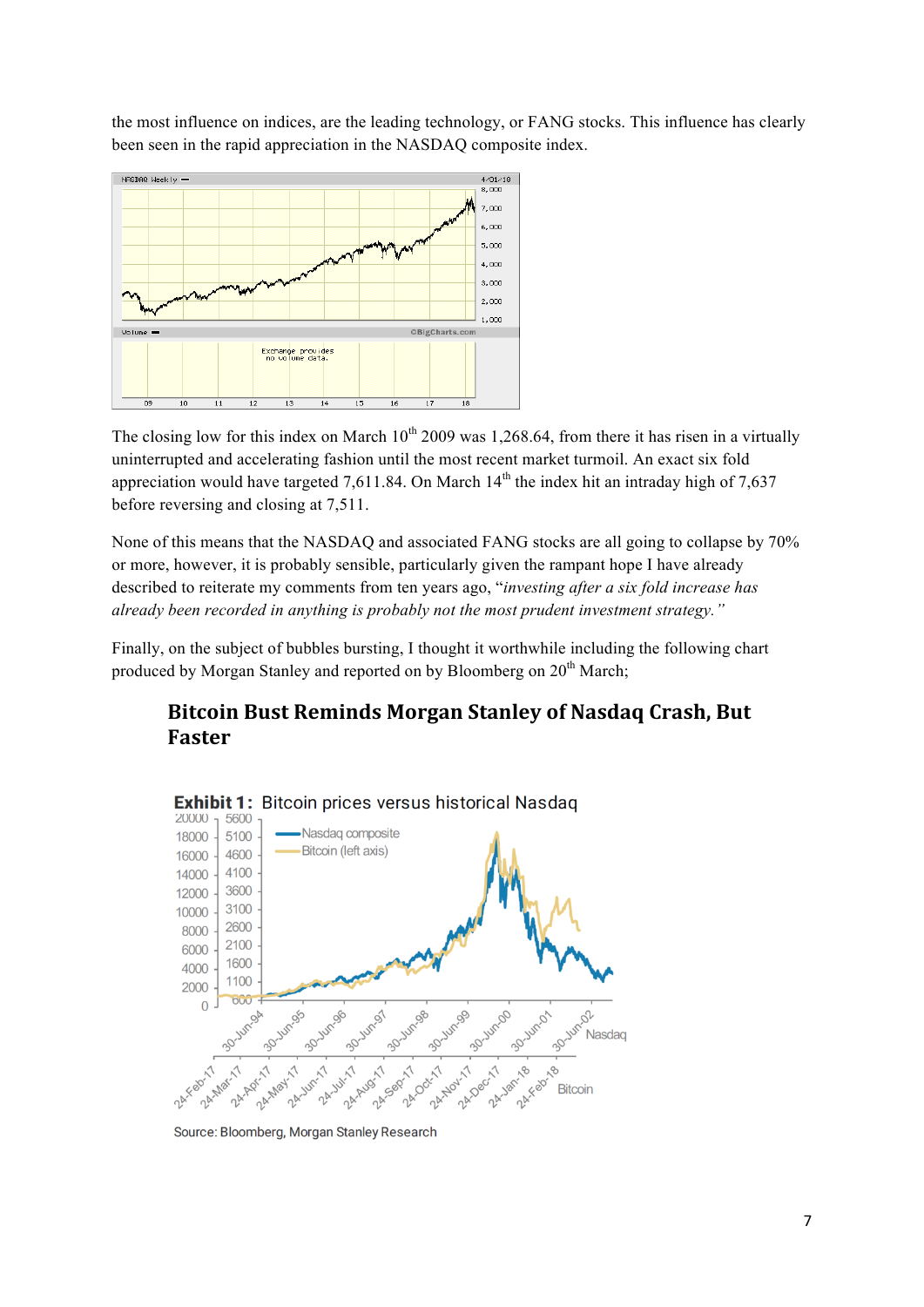the most influence on indices, are the leading technology, or FANG stocks. This influence has clearly been seen in the rapid appreciation in the NASDAQ composite index.

The closing low for this index on March 10th 2009 was 1,268.64, from there it has risen in a virtually uninterrupted and accelerating fashion until the most recent market turmoil. An exact six fold appreciation would have targeted 7,611.84. On March 14th the index hit an intraday high of 7,637 before reversing and closing at 7,511.

None of this means that the NASDAQ and associated FANG stocks are all going to collapse by 70% or more, however, it is probably sensible, particularly given the rampant hope I have already described to reiterate my comments from ten years ago, "*investing after a six fold increase has already been recorded in anything is probably not the most prudent investment strategy.*"

Finally, on the subject of bubbles bursting, I thought it worthwhile including the following chart produced by Morgan Stanley and reported on by Bloomberg on 20th March;

## Bitcoin Bust Reminds Morgan Stanley of Nasdaq Crash, But Faster

**Exhibit 1:** Bitcoin prices versus historical Nasdaq

Source: Bloomberg, Morgan Stanley Research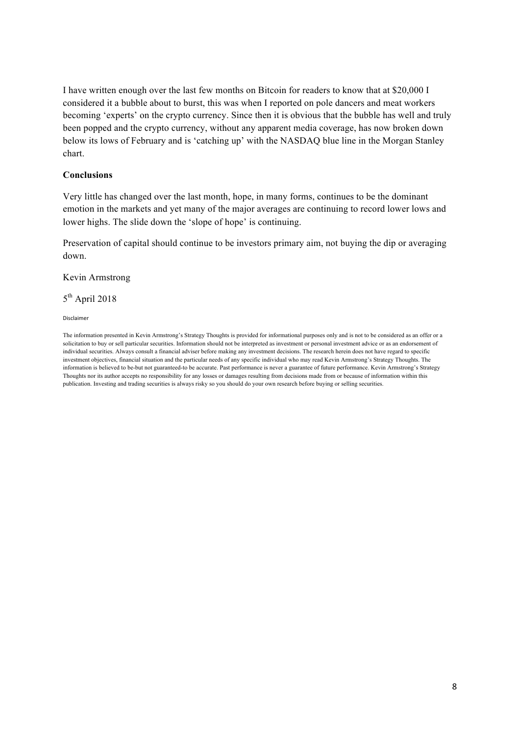I have written enough over the last few months on Bitcoin for readers to know that at $20,000 I considered it a bubble about to burst, this was when I reported on pole dancers and meat workers becoming 'experts' on the crypto currency. Since then it is obvious that the bubble has well and truly been popped and the crypto currency, without any apparent media coverage, has now broken down below its lows of February and is 'catching up' with the NASDAQ blue line in the Morgan Stanley chart.

**Conclusions**

Very little has changed over the last month, hope, in many forms, continues to be the dominant emotion in the markets and yet many of the major averages are continuing to record lower lows and lower highs. The slide down the 'slope of hope' is continuing.

Preservation of capital should continue to be investors primary aim, not buying the dip or averaging down.

Kevin Armstrong

5th April 2018

Disclaimer

The information presented in Kevin Armstrong's Strategy Thoughts is provided for informational purposes only and is not to be considered as an offer or a solicitation to buy or sell particular securities. Information should not be interpreted as investment or personal investment advice or as an endorsement of individual securities. Always consult a financial adviser before making any investment decisions. The research herein does not have regard to specific investment objectives, financial situation and the particular needs of any specific individual who may read Kevin Armstrong's Strategy Thoughts. The information is believed to be-but not guaranteed-to be accurate. Past performance is never a guarantee of future performance. Kevin Armstrong's Strategy Thoughts nor its author accepts no responsibility for any losses or damages resulting from decisions made from or because of information within this publication. Investing and trading securities is always risky so you should do your own research before buying or selling securities.